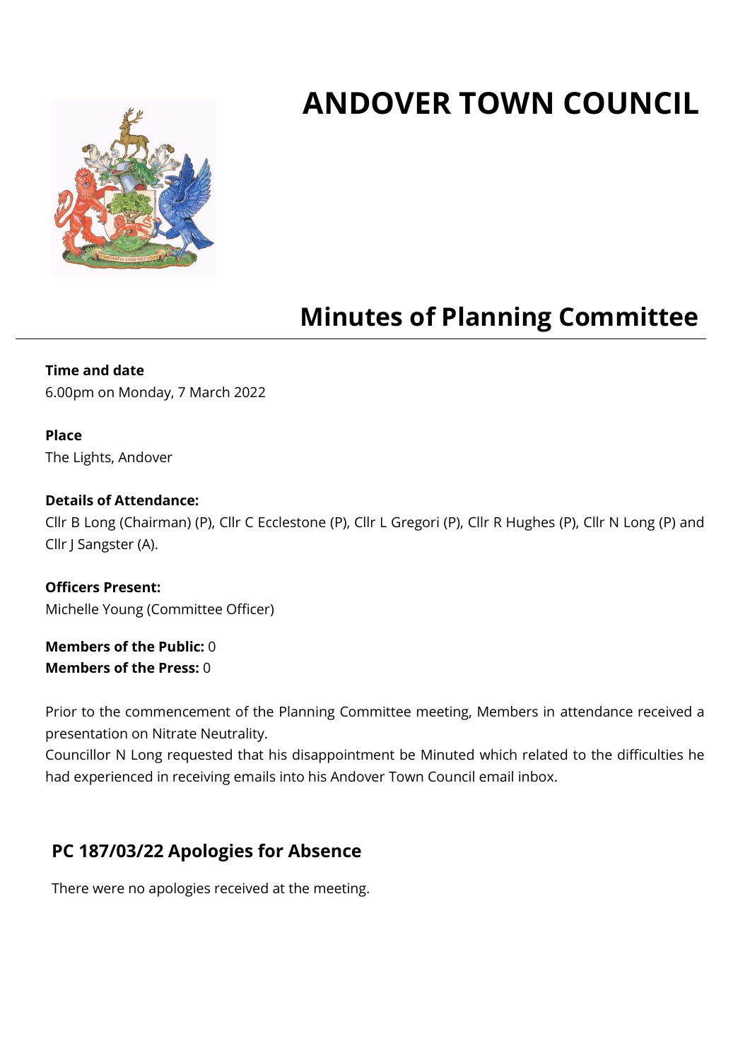# ANDOVER TOWN COUNCIL

## Minutes of Planning Committee

**Time and date**
6.00pm on Monday, 7 March 2022

**Place**
The Lights, Andover

**Details of Attendance:**
Cllr B Long (Chairman) (P), Cllr C Ecclestone (P), Cllr L Gregori (P), Cllr R Hughes (P), Cllr N Long (P) and Cllr J Sangster (A).

**Officers Present:**
Michelle Young (Committee Officer)

**Members of the Public:** 0
**Members of the Press:** 0

Prior to the commencement of the Planning Committee meeting, Members in attendance received a presentation on Nitrate Neutrality.
Councillor N Long requested that his disappointment be Minuted which related to the difficulties he had experienced in receiving emails into his Andover Town Council email inbox.

### PC 187/03/22 Apologies for Absence

There were no apologies received at the meeting.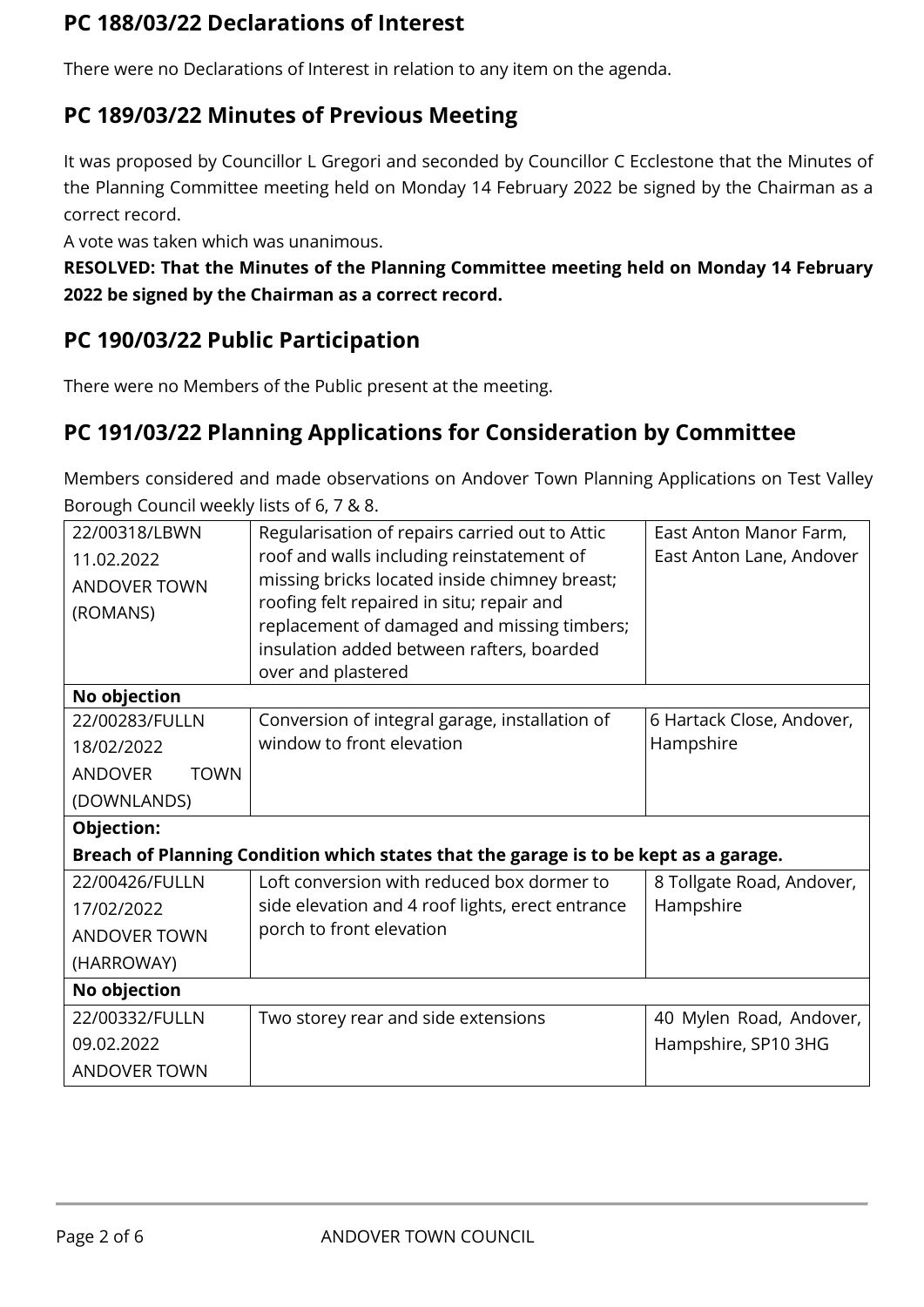## PC 188/03/22 Declarations of Interest

There were no Declarations of Interest in relation to any item on the agenda.

## PC 189/03/22 Minutes of Previous Meeting

It was proposed by Councillor L Gregori and seconded by Councillor C Ecclestone that the Minutes of the Planning Committee meeting held on Monday 14 February 2022 be signed by the Chairman as a correct record.
A vote was taken which was unanimous.

**RESOLVED: That the Minutes of the Planning Committee meeting held on Monday 14 February 2022 be signed by the Chairman as a correct record.**

## PC 190/03/22 Public Participation

There were no Members of the Public present at the meeting.

## PC 191/03/22 Planning Applications for Consideration by Committee

Members considered and made observations on Andover Town Planning Applications on Test Valley Borough Council weekly lists of 6, 7 & 8.

| | | |
|---|---|---|
| 22/00318/LBWN<br>11.02.2022<br>ANDOVER TOWN<br>(ROMANS) | Regularisation of repairs carried out to Attic roof and walls including reinstatement of missing bricks located inside chimney breast; roofing felt repaired in situ; repair and replacement of damaged and missing timbers; insulation added between rafters, boarded over and plastered | East Anton Manor Farm, East Anton Lane, Andover |
| **No objection** | | |
| 22/00283/FULLN<br>18/02/2022<br>ANDOVER TOWN<br>(DOWNLANDS) | Conversion of integral garage, installation of window to front elevation | 6 Hartack Close, Andover, Hampshire |
| **Objection:**<br>**Breach of Planning Condition which states that the garage is to be kept as a garage.** | | |
| 22/00426/FULLN<br>17/02/2022<br>ANDOVER TOWN<br>(HARROWAY) | Loft conversion with reduced box dormer to side elevation and 4 roof lights, erect entrance porch to front elevation | 8 Tollgate Road, Andover, Hampshire |
| **No objection** | | |
| 22/00332/FULLN<br>09.02.2022<br>ANDOVER TOWN | Two storey rear and side extensions | 40 Mylen Road, Andover, Hampshire, SP10 3HG |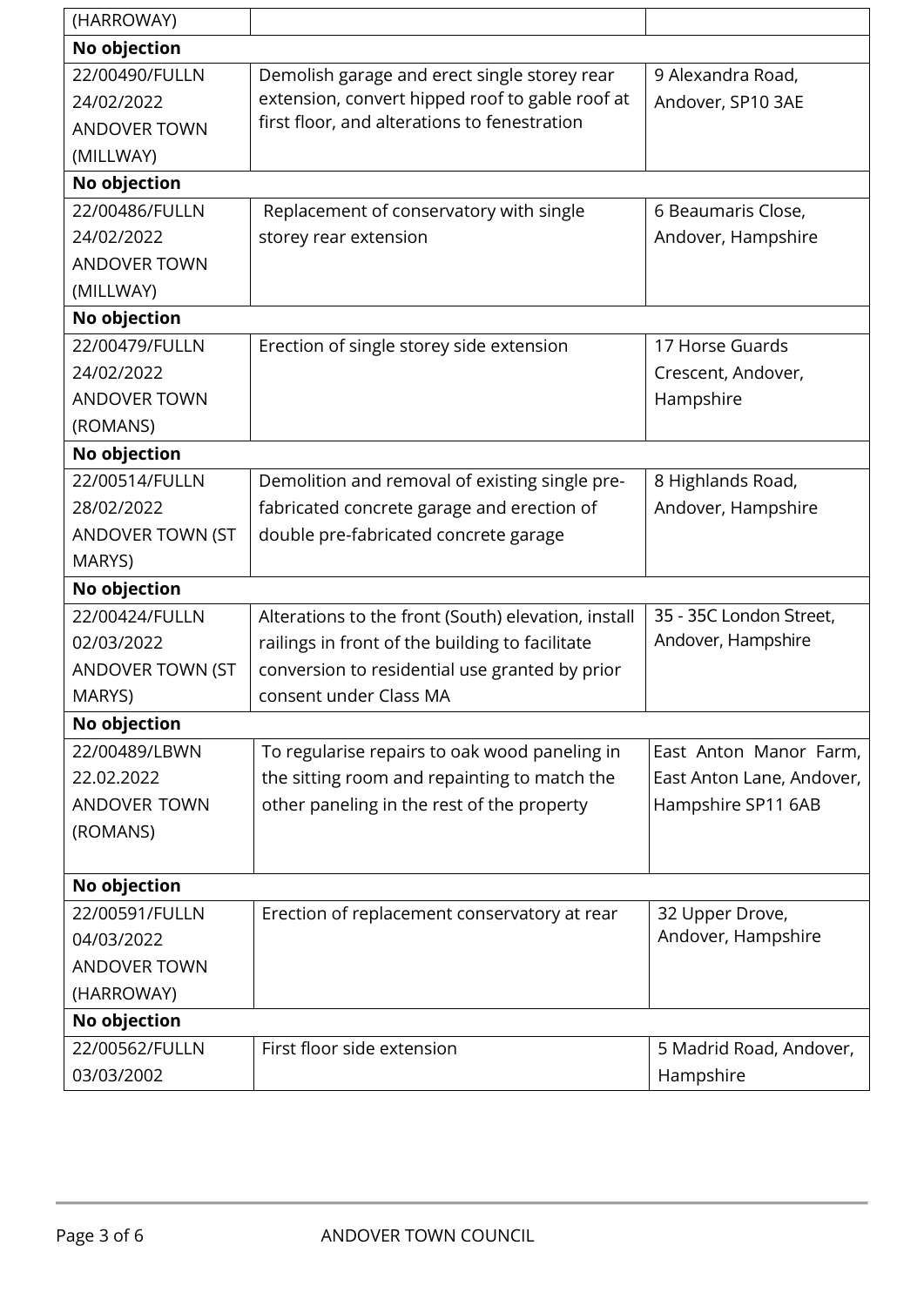| | | |
|---|---|---|
| (HARROWAY) | | |
| **No objection** | | |
| 22/00490/FULLN<br>24/02/2022<br>ANDOVER TOWN<br>(MILLWAY) | Demolish garage and erect single storey rear extension, convert hipped roof to gable roof at first floor, and alterations to fenestration | 9 Alexandra Road, Andover, SP10 3AE |
| **No objection** | | |
| 22/00486/FULLN<br>24/02/2022<br>ANDOVER TOWN<br>(MILLWAY) | Replacement of conservatory with single storey rear extension | 6 Beaumaris Close, Andover, Hampshire |
| **No objection** | | |
| 22/00479/FULLN<br>24/02/2022<br>ANDOVER TOWN<br>(ROMANS) | Erection of single storey side extension | 17 Horse Guards Crescent, Andover, Hampshire |
| **No objection** | | |
| 22/00514/FULLN<br>28/02/2022<br>ANDOVER TOWN (ST MARYS) | Demolition and removal of existing single pre-fabricated concrete garage and erection of double pre-fabricated concrete garage | 8 Highlands Road, Andover, Hampshire |
| **No objection** | | |
| 22/00424/FULLN<br>02/03/2022<br>ANDOVER TOWN (ST MARYS) | Alterations to the front (South) elevation, install railings in front of the building to facilitate conversion to residential use granted by prior consent under Class MA | 35 - 35C London Street, Andover, Hampshire |
| **No objection** | | |
| 22/00489/LBWN<br>22.02.2022<br>ANDOVER TOWN<br>(ROMANS) | To regularise repairs to oak wood paneling in the sitting room and repainting to match the other paneling in the rest of the property | East Anton Manor Farm, East Anton Lane, Andover, Hampshire SP11 6AB |
| **No objection** | | |
| 22/00591/FULLN<br>04/03/2022<br>ANDOVER TOWN<br>(HARROWAY) | Erection of replacement conservatory at rear | 32 Upper Drove, Andover, Hampshire |
| **No objection** | | |
| 22/00562/FULLN<br>03/03/2002 | First floor side extension | 5 Madrid Road, Andover, Hampshire |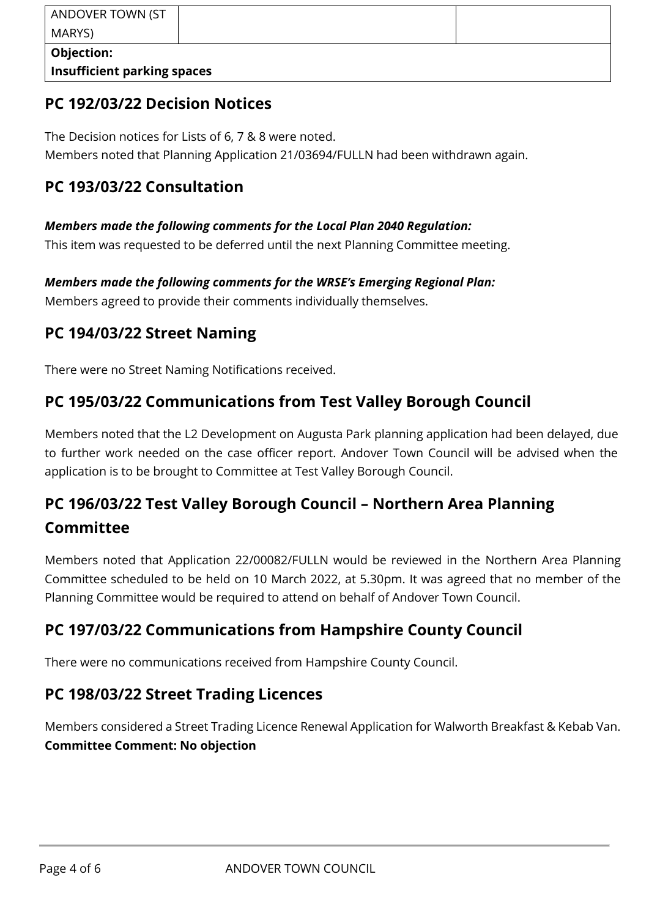| ANDOVER TOWN (ST MARYS) | | |
|---|---|---|
| **Objection:** **Insufficient parking spaces** | | |

## PC 192/03/22 Decision Notices

The Decision notices for Lists of 6, 7 & 8 were noted.
Members noted that Planning Application 21/03694/FULLN had been withdrawn again.

## PC 193/03/22 Consultation

***Members made the following comments for the Local Plan 2040 Regulation:***
This item was requested to be deferred until the next Planning Committee meeting.

***Members made the following comments for the WRSE's Emerging Regional Plan:***
Members agreed to provide their comments individually themselves.

## PC 194/03/22 Street Naming

There were no Street Naming Notifications received.

## PC 195/03/22 Communications from Test Valley Borough Council

Members noted that the L2 Development on Augusta Park planning application had been delayed, due to further work needed on the case officer report. Andover Town Council will be advised when the application is to be brought to Committee at Test Valley Borough Council.

## PC 196/03/22 Test Valley Borough Council – Northern Area Planning Committee

Members noted that Application 22/00082/FULLN would be reviewed in the Northern Area Planning Committee scheduled to be held on 10 March 2022, at 5.30pm. It was agreed that no member of the Planning Committee would be required to attend on behalf of Andover Town Council.

## PC 197/03/22 Communications from Hampshire County Council

There were no communications received from Hampshire County Council.

## PC 198/03/22 Street Trading Licences

Members considered a Street Trading Licence Renewal Application for Walworth Breakfast & Kebab Van.
**Committee Comment: No objection**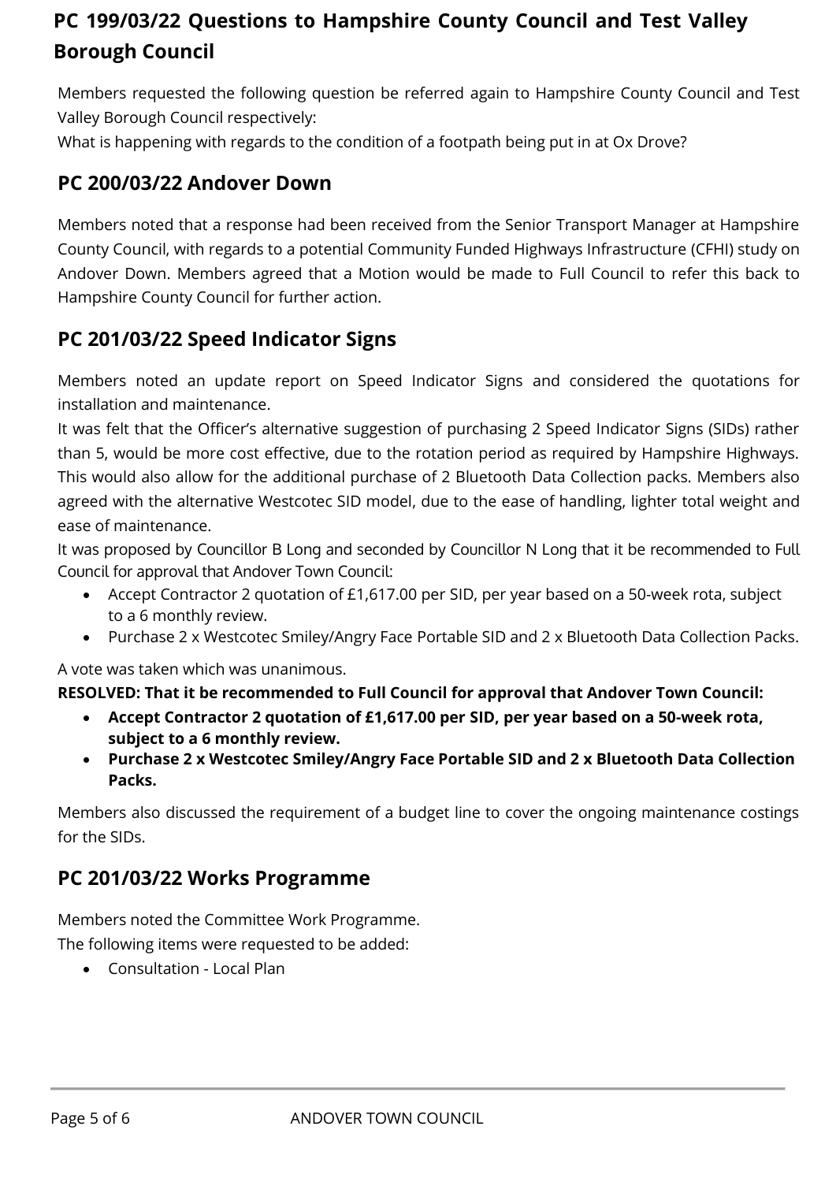## PC 199/03/22 Questions to Hampshire County Council and Test Valley Borough Council

Members requested the following question be referred again to Hampshire County Council and Test Valley Borough Council respectively:
What is happening with regards to the condition of a footpath being put in at Ox Drove?

## PC 200/03/22 Andover Down

Members noted that a response had been received from the Senior Transport Manager at Hampshire County Council, with regards to a potential Community Funded Highways Infrastructure (CFHI) study on Andover Down. Members agreed that a Motion would be made to Full Council to refer this back to Hampshire County Council for further action.

## PC 201/03/22 Speed Indicator Signs

Members noted an update report on Speed Indicator Signs and considered the quotations for installation and maintenance.
It was felt that the Officer's alternative suggestion of purchasing 2 Speed Indicator Signs (SIDs) rather than 5, would be more cost effective, due to the rotation period as required by Hampshire Highways. This would also allow for the additional purchase of 2 Bluetooth Data Collection packs. Members also agreed with the alternative Westcotec SID model, due to the ease of handling, lighter total weight and ease of maintenance.
It was proposed by Councillor B Long and seconded by Councillor N Long that it be recommended to Full Council for approval that Andover Town Council:

- Accept Contractor 2 quotation of £1,617.00 per SID, per year based on a 50-week rota, subject to a 6 monthly review.
- Purchase 2 x Westcotec Smiley/Angry Face Portable SID and 2 x Bluetooth Data Collection Packs.

A vote was taken which was unanimous.

**RESOLVED: That it be recommended to Full Council for approval that Andover Town Council:**

- **Accept Contractor 2 quotation of £1,617.00 per SID, per year based on a 50-week rota, subject to a 6 monthly review.**
- **Purchase 2 x Westcotec Smiley/Angry Face Portable SID and 2 x Bluetooth Data Collection Packs.**

Members also discussed the requirement of a budget line to cover the ongoing maintenance costings for the SIDs.

## PC 201/03/22 Works Programme

Members noted the Committee Work Programme.
The following items were requested to be added:

- Consultation - Local Plan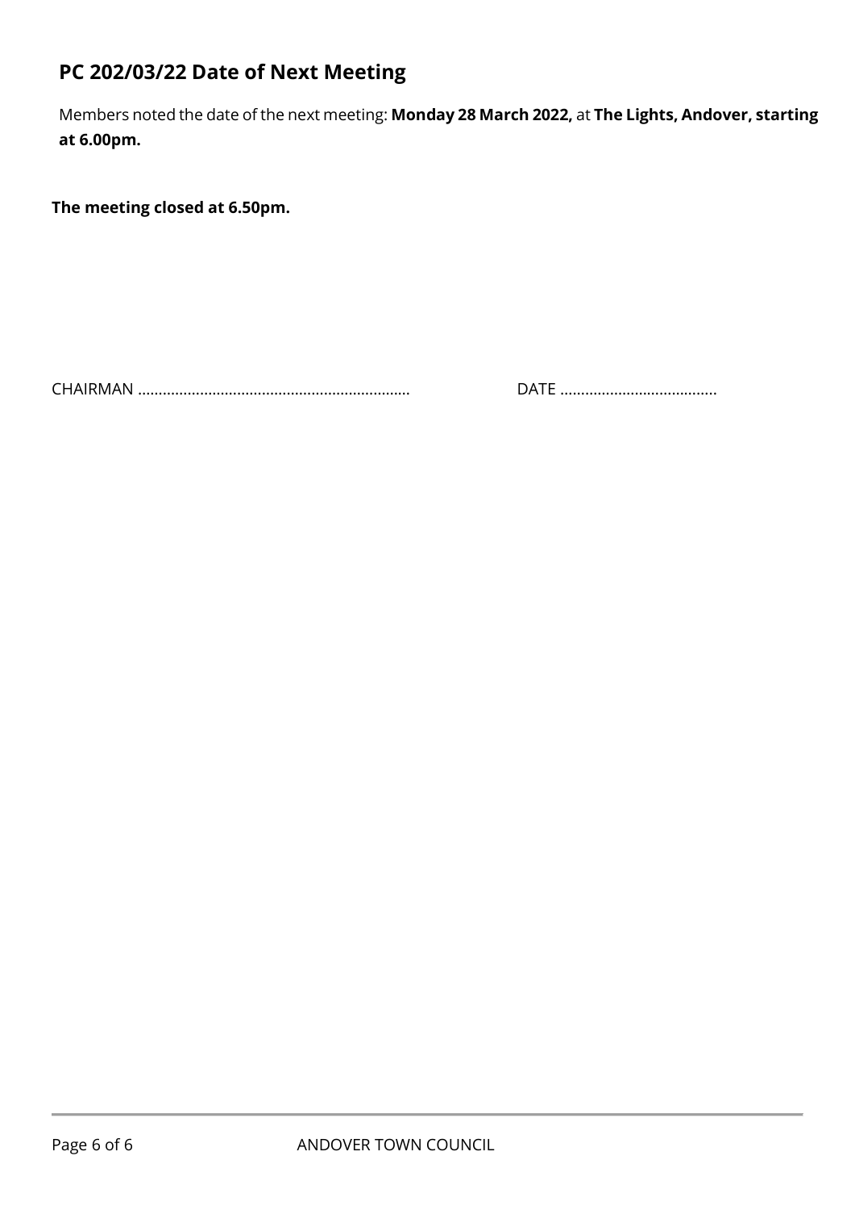## PC 202/03/22 Date of Next Meeting

Members noted the date of the next meeting: **Monday 28 March 2022,** at **The Lights, Andover, starting at 6.00pm.**

**The meeting closed at 6.50pm.**

CHAIRMAN ………………………………………………………… DATE ……………………………….